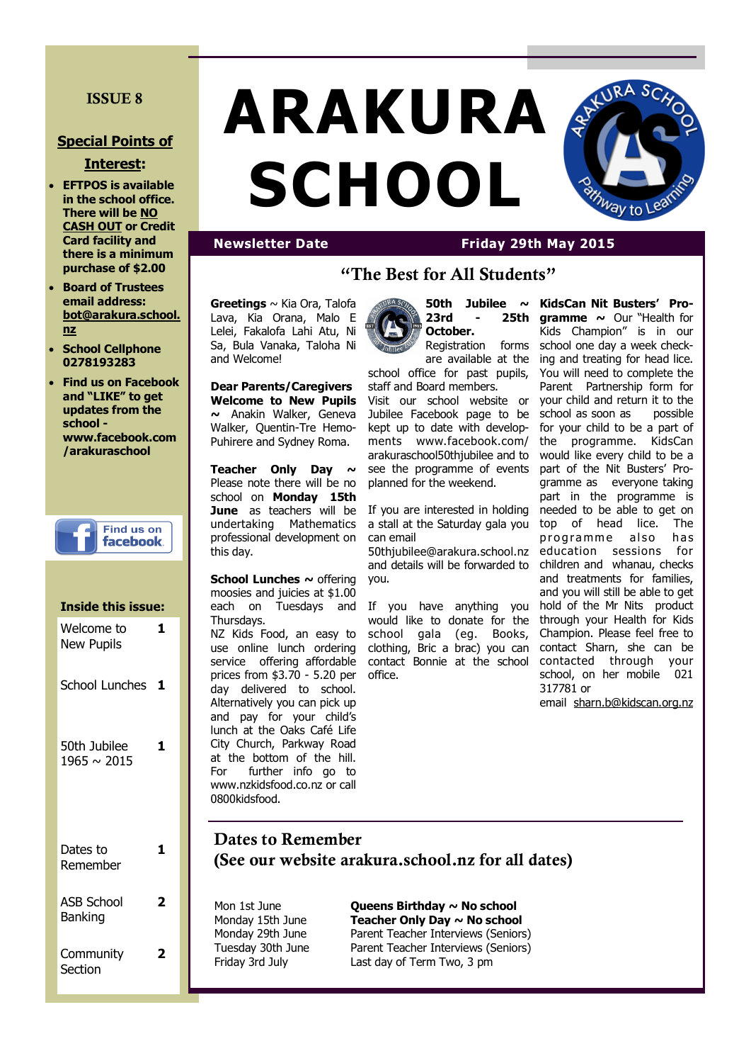# ARAKURA SCHOOL

**Newsletter Date** — **Friday 29th May 2015**

## "The Best for All Students"

**ISSUE 8**

### Special Points of Interest:

- **EFTPOS is available in the school office. There will be NO CASH OUT or Credit Card facility and there is a minimum purchase of $2.00**
- **Board of Trustees email address: bot@arakura.school.nz**
- **School Cellphone 0278193283**
- **Find us on Facebook and "LIKE" to get updates from the school - www.facebook.com/arakuraschool**

Find us on facebook

### Inside this issue:

| | |
|---|---|
| Welcome to New Pupils | 1 |
| School Lunches | 1 |
| 50th Jubilee 1965 ~ 2015 | 1 |
| Dates to Remember | 1 |
| ASB School Banking | 2 |
| Community Section | 2 |

**Greetings** ~ Kia Ora, Talofa Lava, Kia Orana, Malo E Lelei, Fakalofa Lahi Atu, Ni Sa, Bula Vanaka, Taloha Ni and Welcome!

**Dear Parents/Caregivers**

**Welcome to New Pupils ~** Anakin Walker, Geneva Walker, Quentin-Tre Hemo-Puhirere and Sydney Roma.

**Teacher Only Day ~** Please note there will be no school on **Monday 15th June** as teachers will be undertaking Mathematics professional development on this day.

**School Lunches ~** offering moosies and juicies at $1.00 each on Tuesdays and Thursdays.

NZ Kids Food, an easy to use online lunch ordering service offering affordable prices from $3.70 - 5.20 per day delivered to school. Alternatively you can pick up and pay for your child's lunch at the Oaks Café Life City Church, Parkway Road at the bottom of the hill. For further info go to www.nzkidsfood.co.nz or call 0800kidsfood.

**50th Jubilee ~ 23rd - 25th October.** Registration forms are available at the school office for past pupils, staff and Board members.

Visit our school website or Jubilee Facebook page to be kept up to date with developments www.facebook.com/arakuraschool50thjubilee and to see the programme of events planned for the weekend.

If you are interested in holding a stall at the Saturday gala you can email 50thjubilee@arakura.school.nz and details will be forwarded to you.

If you have anything you would like to donate for the school gala (eg. Books, clothing, Bric a brac) you can contact Bonnie at the school office.

**KidsCan Nit Busters' Programme ~** Our "Health for Kids Champion" is in our school one day a week checking and treating for head lice. You will need to complete the Parent Partnership form for your child and return it to the school as soon as possible for your child to be a part of the programme. KidsCan would like every child to be a part of the Nit Busters' Programme as everyone taking part in the programme is needed to be able to get on top of head lice. The programme also has education sessions for children and whanau, checks and treatments for families, and you will still be able to get hold of the Mr Nits product through your Health for Kids Champion. Please feel free to contact Sharn, she can be contacted through your school, on her mobile 021 317781 or email sharn.b@kidscan.org.nz

## Dates to Remember
## (See our website arakura.school.nz for all dates)

| | |
|---|---|
| Mon 1st June | **Queens Birthday ~ No school** |
| Monday 15th June | **Teacher Only Day ~ No school** |
| Monday 29th June | Parent Teacher Interviews (Seniors) |
| Tuesday 30th June | Parent Teacher Interviews (Seniors) |
| Friday 3rd July | Last day of Term Two, 3 pm |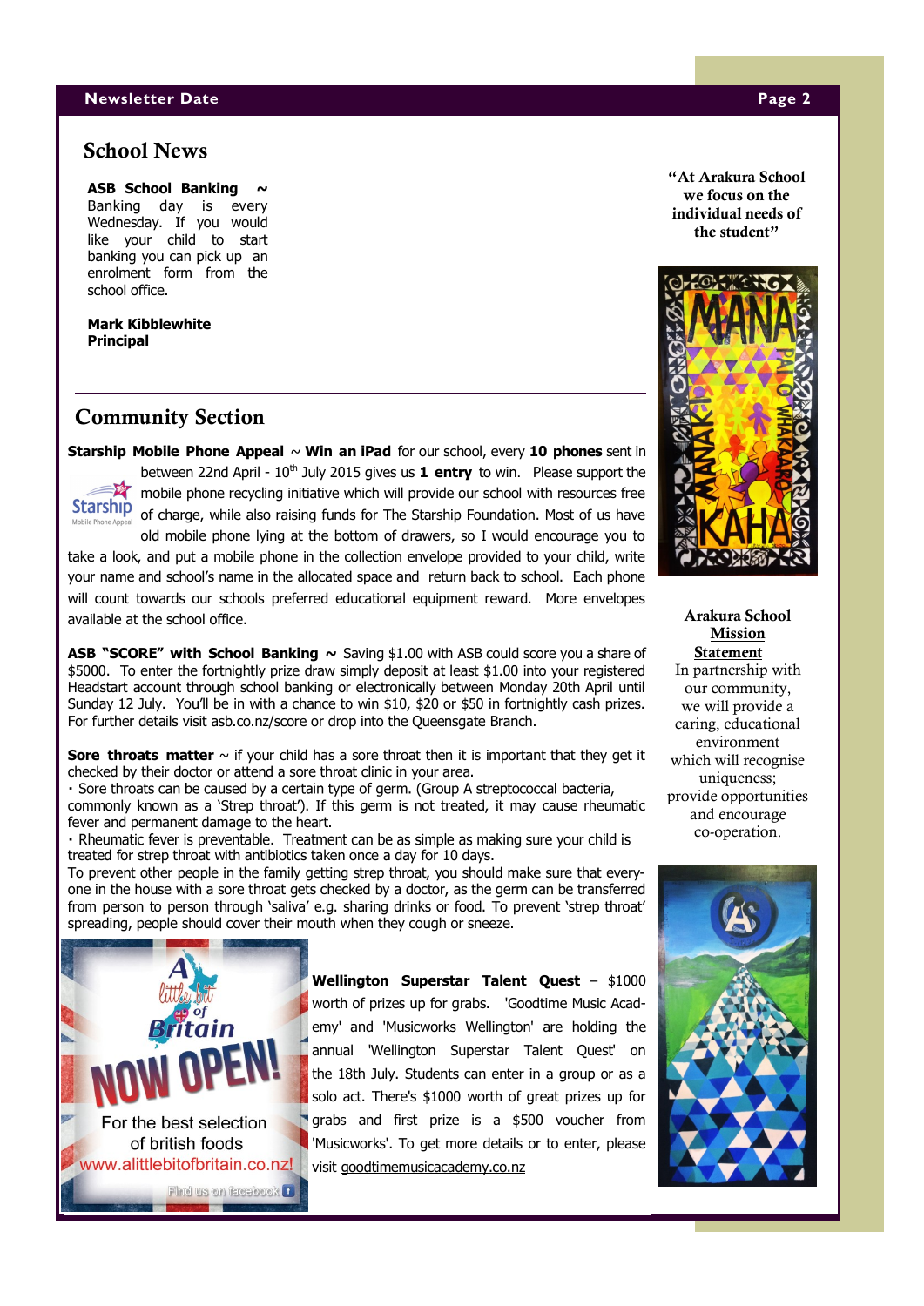## School News

**ASB School Banking ~** Banking day is every Wednesday. If you would like your child to start banking you can pick up an enrolment form from the school office.

**Mark Kibblewhite**
**Principal**

## Community Section

**Starship Mobile Phone Appeal** ~ **Win an iPad** for our school, every **10 phones** sent in between 22nd April - 10th July 2015 gives us **1 entry** to win. Please support the mobile phone recycling initiative which will provide our school with resources free of charge, while also raising funds for The Starship Foundation. Most of us have old mobile phone lying at the bottom of drawers, so I would encourage you to take a look, and put a mobile phone in the collection envelope provided to your child, write your name and school's name in the allocated space and return back to school. Each phone will count towards our schools preferred educational equipment reward. More envelopes available at the school office.

**ASB "SCORE" with School Banking ~** Saving $1.00 with ASB could score you a share of $5000. To enter the fortnightly prize draw simply deposit at least $1.00 into your registered Headstart account through school banking or electronically between Monday 20th April until Sunday 12 July. You'll be in with a chance to win $10, $20 or $50 in fortnightly cash prizes. For further details visit asb.co.nz/score or drop into the Queensgate Branch.

**Sore throats matter** ~ if your child has a sore throat then it is important that they get it checked by their doctor or attend a sore throat clinic in your area.

- Sore throats can be caused by a certain type of germ. (Group A streptococcal bacteria, commonly known as a 'Strep throat'). If this germ is not treated, it may cause rheumatic fever and permanent damage to the heart.
- Rheumatic fever is preventable. Treatment can be as simple as making sure your child is treated for strep throat with antibiotics taken once a day for 10 days.

To prevent other people in the family getting strep throat, you should make sure that everyone in the house with a sore throat gets checked by a doctor, as the germ can be transferred from person to person through 'saliva' e.g. sharing drinks or food. To prevent 'strep throat' spreading, people should cover their mouth when they cough or sneeze.

A little bit of Britain
NOW OPEN!
For the best selection of british foods
www.alittlebitofbritain.co.nz!
Find us on facebook

**Wellington Superstar Talent Quest** – $1000 worth of prizes up for grabs. 'Goodtime Music Academy' and 'Musicworks Wellington' are holding the annual 'Wellington Superstar Talent Quest' on the 18th July. Students can enter in a group or as a solo act. There's $1000 worth of great prizes up for grabs and first prize is a $500 voucher from 'Musicworks'. To get more details or to enter, please visit goodtimemusicacademy.co.nz

**"At Arakura School we focus on the individual needs of the student"**

**Arakura School Mission Statement**

In partnership with our community, we will provide a caring, educational environment which will recognise uniqueness; provide opportunities and encourage co-operation.